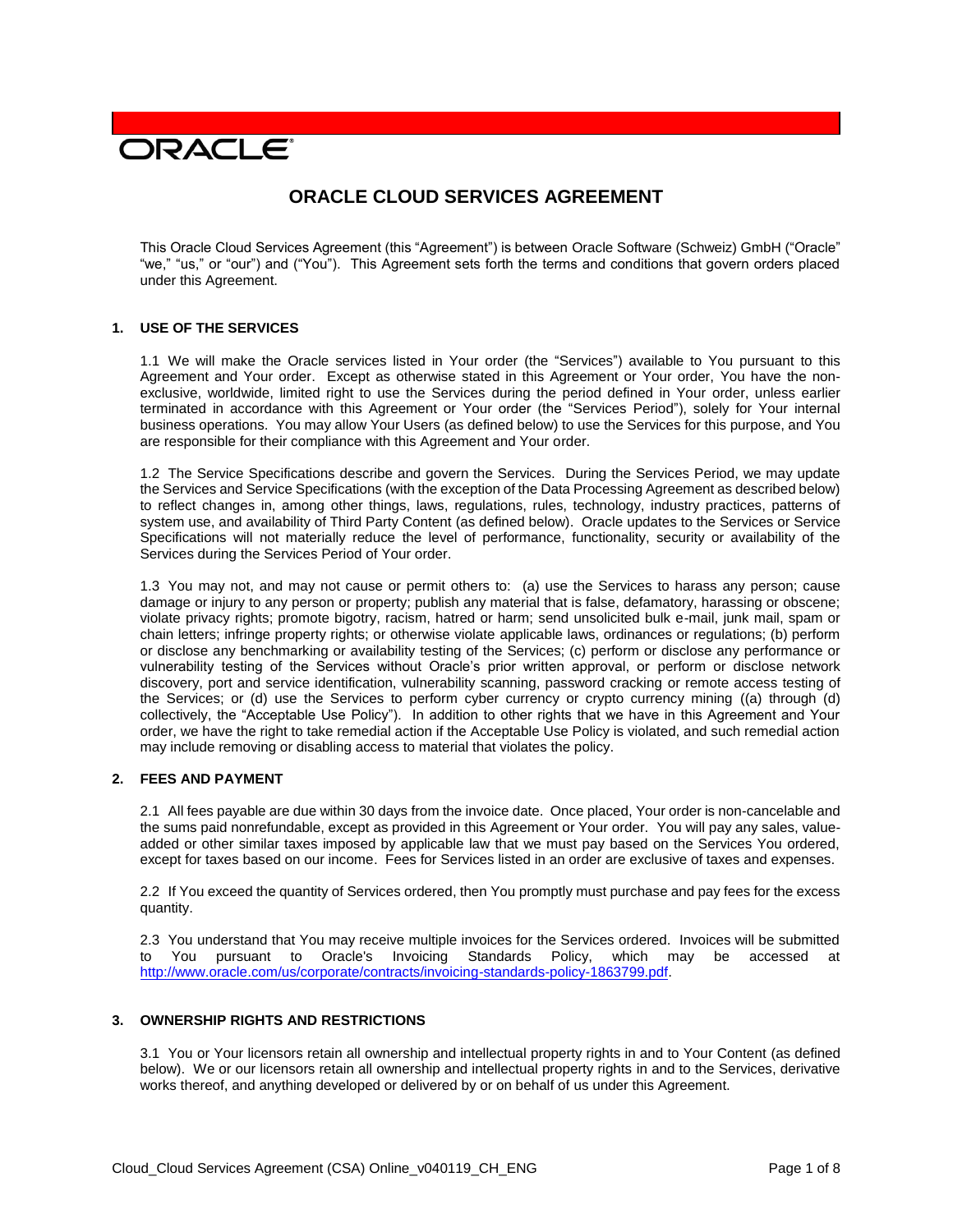ORACLE

# ORACLE CLOUD SERVICES AGREEMENT

This Oracle Cloud Services Agreement (this "Agreement") is between Oracle Software (Schweiz) GmbH ("Oracle" "we," "us," or "our") and ("You"). This Agreement sets forth the terms and conditions that govern orders placed under this Agreement.

## 1. USE OF THE SERVICES

1.1 We will make the Oracle services listed in Your order (the "Services") available to You pursuant to this Agreement and Your order. Except as otherwise stated in this Agreement or Your order, You have the non-exclusive, worldwide, limited right to use the Services during the period defined in Your order, unless earlier terminated in accordance with this Agreement or Your order (the "Services Period"), solely for Your internal business operations. You may allow Your Users (as defined below) to use the Services for this purpose, and You are responsible for their compliance with this Agreement and Your order.

1.2 The Service Specifications describe and govern the Services. During the Services Period, we may update the Services and Service Specifications (with the exception of the Data Processing Agreement as described below) to reflect changes in, among other things, laws, regulations, rules, technology, industry practices, patterns of system use, and availability of Third Party Content (as defined below). Oracle updates to the Services or Service Specifications will not materially reduce the level of performance, functionality, security or availability of the Services during the Services Period of Your order.

1.3 You may not, and may not cause or permit others to: (a) use the Services to harass any person; cause damage or injury to any person or property; publish any material that is false, defamatory, harassing or obscene; violate privacy rights; promote bigotry, racism, hatred or harm; send unsolicited bulk e-mail, junk mail, spam or chain letters; infringe property rights; or otherwise violate applicable laws, ordinances or regulations; (b) perform or disclose any benchmarking or availability testing of the Services; (c) perform or disclose any performance or vulnerability testing of the Services without Oracle's prior written approval, or perform or disclose network discovery, port and service identification, vulnerability scanning, password cracking or remote access testing of the Services; or (d) use the Services to perform cyber currency or crypto currency mining ((a) through (d) collectively, the "Acceptable Use Policy"). In addition to other rights that we have in this Agreement and Your order, we have the right to take remedial action if the Acceptable Use Policy is violated, and such remedial action may include removing or disabling access to material that violates the policy.

## 2. FEES AND PAYMENT

2.1 All fees payable are due within 30 days from the invoice date. Once placed, Your order is non-cancelable and the sums paid nonrefundable, except as provided in this Agreement or Your order. You will pay any sales, value-added or other similar taxes imposed by applicable law that we must pay based on the Services You ordered, except for taxes based on our income. Fees for Services listed in an order are exclusive of taxes and expenses.

2.2 If You exceed the quantity of Services ordered, then You promptly must purchase and pay fees for the excess quantity.

2.3 You understand that You may receive multiple invoices for the Services ordered. Invoices will be submitted to You pursuant to Oracle's Invoicing Standards Policy, which may be accessed at http://www.oracle.com/us/corporate/contracts/invoicing-standards-policy-1863799.pdf.

## 3. OWNERSHIP RIGHTS AND RESTRICTIONS

3.1 You or Your licensors retain all ownership and intellectual property rights in and to Your Content (as defined below). We or our licensors retain all ownership and intellectual property rights in and to the Services, derivative works thereof, and anything developed or delivered by or on behalf of us under this Agreement.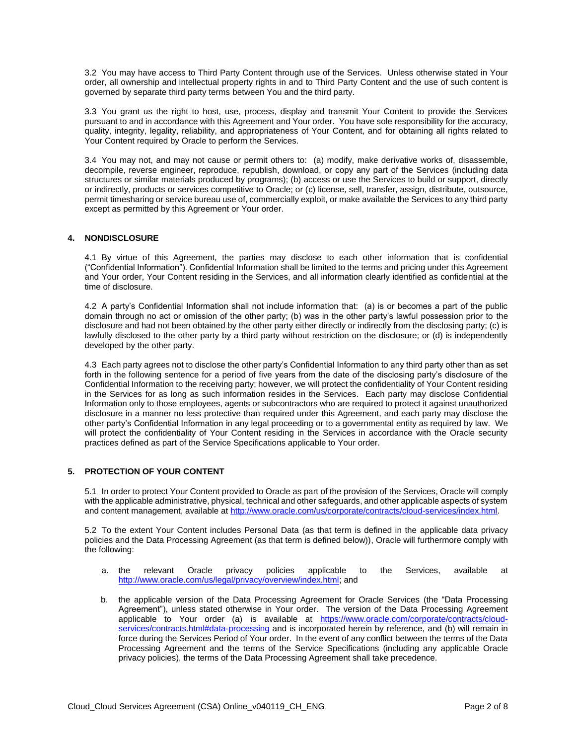3.2 You may have access to Third Party Content through use of the Services. Unless otherwise stated in Your order, all ownership and intellectual property rights in and to Third Party Content and the use of such content is governed by separate third party terms between You and the third party.

3.3 You grant us the right to host, use, process, display and transmit Your Content to provide the Services pursuant to and in accordance with this Agreement and Your order. You have sole responsibility for the accuracy, quality, integrity, legality, reliability, and appropriateness of Your Content, and for obtaining all rights related to Your Content required by Oracle to perform the Services.

3.4 You may not, and may not cause or permit others to: (a) modify, make derivative works of, disassemble, decompile, reverse engineer, reproduce, republish, download, or copy any part of the Services (including data structures or similar materials produced by programs); (b) access or use the Services to build or support, directly or indirectly, products or services competitive to Oracle; or (c) license, sell, transfer, assign, distribute, outsource, permit timesharing or service bureau use of, commercially exploit, or make available the Services to any third party except as permitted by this Agreement or Your order.

## 4. NONDISCLOSURE

4.1 By virtue of this Agreement, the parties may disclose to each other information that is confidential ("Confidential Information"). Confidential Information shall be limited to the terms and pricing under this Agreement and Your order, Your Content residing in the Services, and all information clearly identified as confidential at the time of disclosure.

4.2 A party's Confidential Information shall not include information that: (a) is or becomes a part of the public domain through no act or omission of the other party; (b) was in the other party's lawful possession prior to the disclosure and had not been obtained by the other party either directly or indirectly from the disclosing party; (c) is lawfully disclosed to the other party by a third party without restriction on the disclosure; or (d) is independently developed by the other party.

4.3 Each party agrees not to disclose the other party's Confidential Information to any third party other than as set forth in the following sentence for a period of five years from the date of the disclosing party's disclosure of the Confidential Information to the receiving party; however, we will protect the confidentiality of Your Content residing in the Services for as long as such information resides in the Services. Each party may disclose Confidential Information only to those employees, agents or subcontractors who are required to protect it against unauthorized disclosure in a manner no less protective than required under this Agreement, and each party may disclose the other party's Confidential Information in any legal proceeding or to a governmental entity as required by law. We will protect the confidentiality of Your Content residing in the Services in accordance with the Oracle security practices defined as part of the Service Specifications applicable to Your order.

## 5. PROTECTION OF YOUR CONTENT

5.1 In order to protect Your Content provided to Oracle as part of the provision of the Services, Oracle will comply with the applicable administrative, physical, technical and other safeguards, and other applicable aspects of system and content management, available at [http://www.oracle.com/us/corporate/contracts/cloud-services/index.html](http://www.oracle.com/us/corporate/contracts/cloud-services/index.html).

5.2 To the extent Your Content includes Personal Data (as that term is defined in the applicable data privacy policies and the Data Processing Agreement (as that term is defined below)), Oracle will furthermore comply with the following:

a. the relevant Oracle privacy policies applicable to the Services, available at [http://www.oracle.com/us/legal/privacy/overview/index.html](http://www.oracle.com/us/legal/privacy/overview/index.html); and

b. the applicable version of the Data Processing Agreement for Oracle Services (the "Data Processing Agreement"), unless stated otherwise in Your order. The version of the Data Processing Agreement applicable to Your order (a) is available at [https://www.oracle.com/corporate/contracts/cloud-services/contracts.html#data-processing](https://www.oracle.com/corporate/contracts/cloud-services/contracts.html#data-processing) and is incorporated herein by reference, and (b) will remain in force during the Services Period of Your order. In the event of any conflict between the terms of the Data Processing Agreement and the terms of the Service Specifications (including any applicable Oracle privacy policies), the terms of the Data Processing Agreement shall take precedence.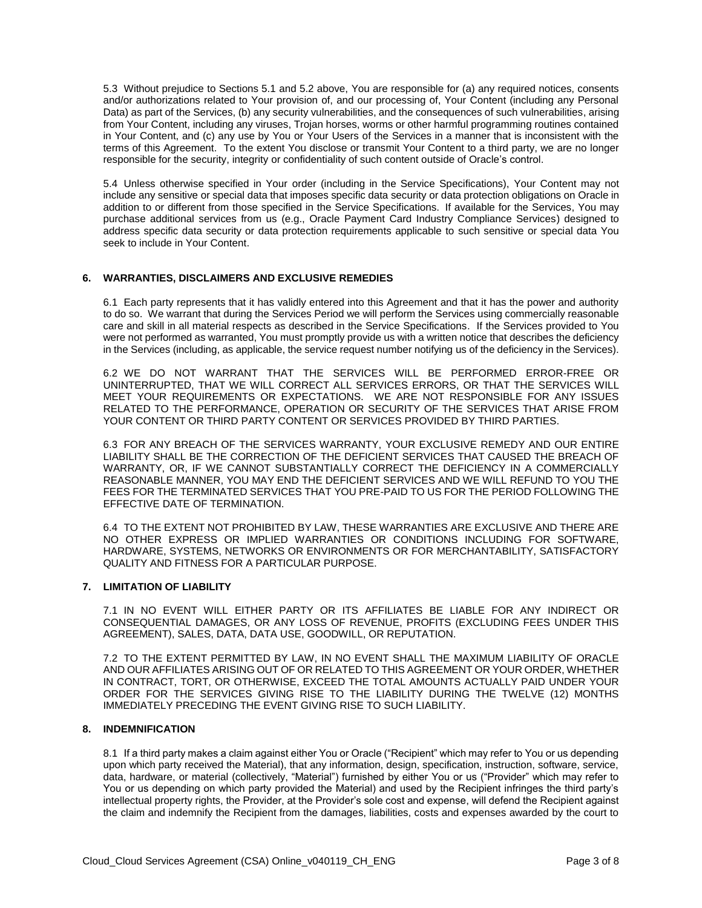5.3 Without prejudice to Sections 5.1 and 5.2 above, You are responsible for (a) any required notices, consents and/or authorizations related to Your provision of, and our processing of, Your Content (including any Personal Data) as part of the Services, (b) any security vulnerabilities, and the consequences of such vulnerabilities, arising from Your Content, including any viruses, Trojan horses, worms or other harmful programming routines contained in Your Content, and (c) any use by You or Your Users of the Services in a manner that is inconsistent with the terms of this Agreement. To the extent You disclose or transmit Your Content to a third party, we are no longer responsible for the security, integrity or confidentiality of such content outside of Oracle's control.

5.4 Unless otherwise specified in Your order (including in the Service Specifications), Your Content may not include any sensitive or special data that imposes specific data security or data protection obligations on Oracle in addition to or different from those specified in the Service Specifications. If available for the Services, You may purchase additional services from us (e.g., Oracle Payment Card Industry Compliance Services) designed to address specific data security or data protection requirements applicable to such sensitive or special data You seek to include in Your Content.

## 6. WARRANTIES, DISCLAIMERS AND EXCLUSIVE REMEDIES

6.1 Each party represents that it has validly entered into this Agreement and that it has the power and authority to do so. We warrant that during the Services Period we will perform the Services using commercially reasonable care and skill in all material respects as described in the Service Specifications. If the Services provided to You were not performed as warranted, You must promptly provide us with a written notice that describes the deficiency in the Services (including, as applicable, the service request number notifying us of the deficiency in the Services).

6.2 WE DO NOT WARRANT THAT THE SERVICES WILL BE PERFORMED ERROR-FREE OR UNINTERRUPTED, THAT WE WILL CORRECT ALL SERVICES ERRORS, OR THAT THE SERVICES WILL MEET YOUR REQUIREMENTS OR EXPECTATIONS. WE ARE NOT RESPONSIBLE FOR ANY ISSUES RELATED TO THE PERFORMANCE, OPERATION OR SECURITY OF THE SERVICES THAT ARISE FROM YOUR CONTENT OR THIRD PARTY CONTENT OR SERVICES PROVIDED BY THIRD PARTIES.

6.3 FOR ANY BREACH OF THE SERVICES WARRANTY, YOUR EXCLUSIVE REMEDY AND OUR ENTIRE LIABILITY SHALL BE THE CORRECTION OF THE DEFICIENT SERVICES THAT CAUSED THE BREACH OF WARRANTY, OR, IF WE CANNOT SUBSTANTIALLY CORRECT THE DEFICIENCY IN A COMMERCIALLY REASONABLE MANNER, YOU MAY END THE DEFICIENT SERVICES AND WE WILL REFUND TO YOU THE FEES FOR THE TERMINATED SERVICES THAT YOU PRE-PAID TO US FOR THE PERIOD FOLLOWING THE EFFECTIVE DATE OF TERMINATION.

6.4 TO THE EXTENT NOT PROHIBITED BY LAW, THESE WARRANTIES ARE EXCLUSIVE AND THERE ARE NO OTHER EXPRESS OR IMPLIED WARRANTIES OR CONDITIONS INCLUDING FOR SOFTWARE, HARDWARE, SYSTEMS, NETWORKS OR ENVIRONMENTS OR FOR MERCHANTABILITY, SATISFACTORY QUALITY AND FITNESS FOR A PARTICULAR PURPOSE.

## 7. LIMITATION OF LIABILITY

7.1 IN NO EVENT WILL EITHER PARTY OR ITS AFFILIATES BE LIABLE FOR ANY INDIRECT OR CONSEQUENTIAL DAMAGES, OR ANY LOSS OF REVENUE, PROFITS (EXCLUDING FEES UNDER THIS AGREEMENT), SALES, DATA, DATA USE, GOODWILL, OR REPUTATION.

7.2 TO THE EXTENT PERMITTED BY LAW, IN NO EVENT SHALL THE MAXIMUM LIABILITY OF ORACLE AND OUR AFFILIATES ARISING OUT OF OR RELATED TO THIS AGREEMENT OR YOUR ORDER, WHETHER IN CONTRACT, TORT, OR OTHERWISE, EXCEED THE TOTAL AMOUNTS ACTUALLY PAID UNDER YOUR ORDER FOR THE SERVICES GIVING RISE TO THE LIABILITY DURING THE TWELVE (12) MONTHS IMMEDIATELY PRECEDING THE EVENT GIVING RISE TO SUCH LIABILITY.

## 8. INDEMNIFICATION

8.1 If a third party makes a claim against either You or Oracle ("Recipient" which may refer to You or us depending upon which party received the Material), that any information, design, specification, instruction, software, service, data, hardware, or material (collectively, "Material") furnished by either You or us ("Provider" which may refer to You or us depending on which party provided the Material) and used by the Recipient infringes the third party's intellectual property rights, the Provider, at the Provider's sole cost and expense, will defend the Recipient against the claim and indemnify the Recipient from the damages, liabilities, costs and expenses awarded by the court to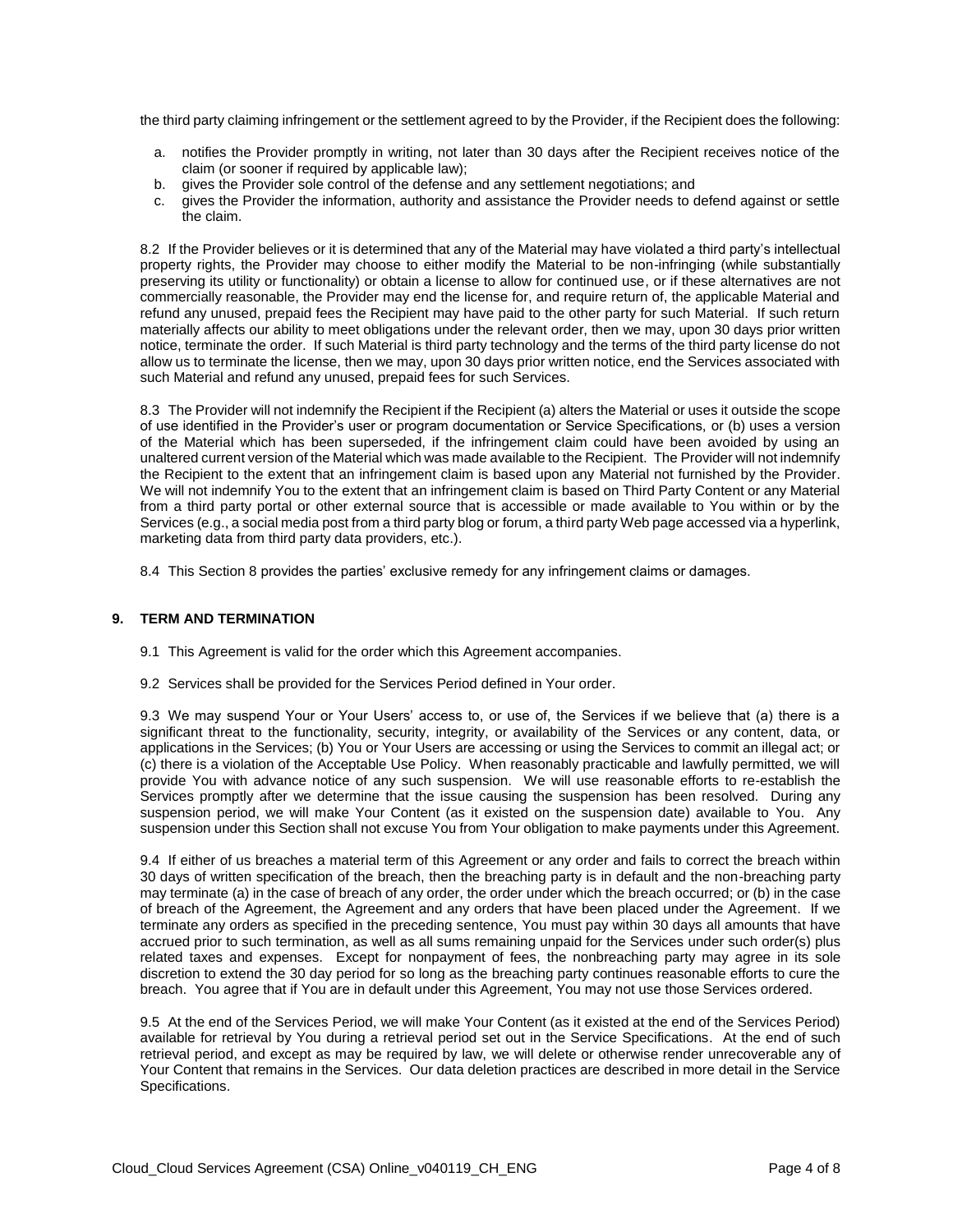the third party claiming infringement or the settlement agreed to by the Provider, if the Recipient does the following:

a. notifies the Provider promptly in writing, not later than 30 days after the Recipient receives notice of the claim (or sooner if required by applicable law);
b. gives the Provider sole control of the defense and any settlement negotiations; and
c. gives the Provider the information, authority and assistance the Provider needs to defend against or settle the claim.

8.2 If the Provider believes or it is determined that any of the Material may have violated a third party's intellectual property rights, the Provider may choose to either modify the Material to be non-infringing (while substantially preserving its utility or functionality) or obtain a license to allow for continued use, or if these alternatives are not commercially reasonable, the Provider may end the license for, and require return of, the applicable Material and refund any unused, prepaid fees the Recipient may have paid to the other party for such Material. If such return materially affects our ability to meet obligations under the relevant order, then we may, upon 30 days prior written notice, terminate the order. If such Material is third party technology and the terms of the third party license do not allow us to terminate the license, then we may, upon 30 days prior written notice, end the Services associated with such Material and refund any unused, prepaid fees for such Services.

8.3 The Provider will not indemnify the Recipient if the Recipient (a) alters the Material or uses it outside the scope of use identified in the Provider's user or program documentation or Service Specifications, or (b) uses a version of the Material which has been superseded, if the infringement claim could have been avoided by using an unaltered current version of the Material which was made available to the Recipient. The Provider will not indemnify the Recipient to the extent that an infringement claim is based upon any Material not furnished by the Provider. We will not indemnify You to the extent that an infringement claim is based on Third Party Content or any Material from a third party portal or other external source that is accessible or made available to You within or by the Services (e.g., a social media post from a third party blog or forum, a third party Web page accessed via a hyperlink, marketing data from third party data providers, etc.).

8.4 This Section 8 provides the parties' exclusive remedy for any infringement claims or damages.

## 9. TERM AND TERMINATION

9.1 This Agreement is valid for the order which this Agreement accompanies.

9.2 Services shall be provided for the Services Period defined in Your order.

9.3 We may suspend Your or Your Users' access to, or use of, the Services if we believe that (a) there is a significant threat to the functionality, security, integrity, or availability of the Services or any content, data, or applications in the Services; (b) You or Your Users are accessing or using the Services to commit an illegal act; or (c) there is a violation of the Acceptable Use Policy. When reasonably practicable and lawfully permitted, we will provide You with advance notice of any such suspension. We will use reasonable efforts to re-establish the Services promptly after we determine that the issue causing the suspension has been resolved. During any suspension period, we will make Your Content (as it existed on the suspension date) available to You. Any suspension under this Section shall not excuse You from Your obligation to make payments under this Agreement.

9.4 If either of us breaches a material term of this Agreement or any order and fails to correct the breach within 30 days of written specification of the breach, then the breaching party is in default and the non-breaching party may terminate (a) in the case of breach of any order, the order under which the breach occurred; or (b) in the case of breach of the Agreement, the Agreement and any orders that have been placed under the Agreement. If we terminate any orders as specified in the preceding sentence, You must pay within 30 days all amounts that have accrued prior to such termination, as well as all sums remaining unpaid for the Services under such order(s) plus related taxes and expenses. Except for nonpayment of fees, the nonbreaching party may agree in its sole discretion to extend the 30 day period for so long as the breaching party continues reasonable efforts to cure the breach. You agree that if You are in default under this Agreement, You may not use those Services ordered.

9.5 At the end of the Services Period, we will make Your Content (as it existed at the end of the Services Period) available for retrieval by You during a retrieval period set out in the Service Specifications. At the end of such retrieval period, and except as may be required by law, we will delete or otherwise render unrecoverable any of Your Content that remains in the Services. Our data deletion practices are described in more detail in the Service Specifications.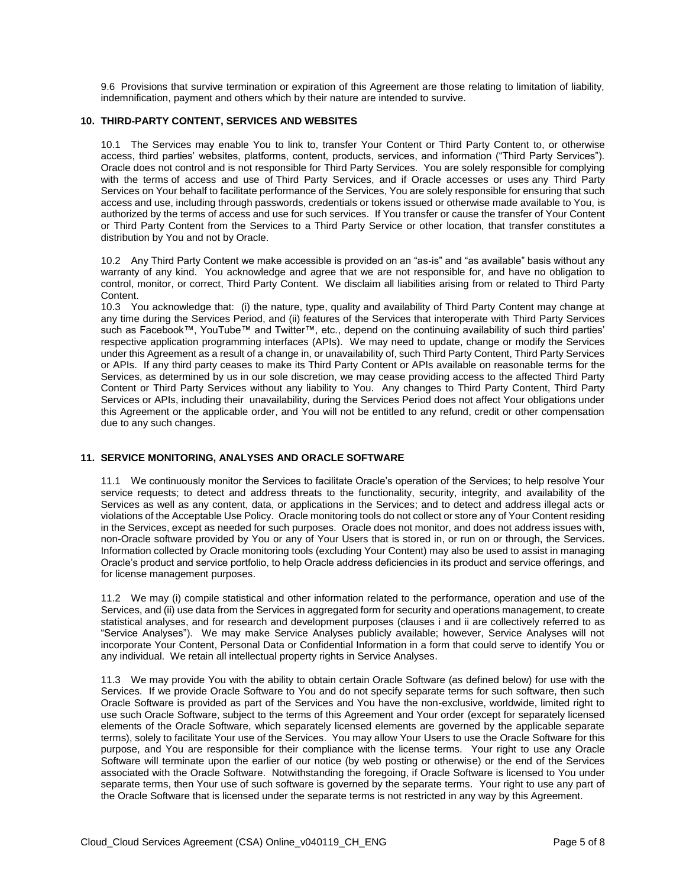9.6 Provisions that survive termination or expiration of this Agreement are those relating to limitation of liability, indemnification, payment and others which by their nature are intended to survive.

## 10. THIRD-PARTY CONTENT, SERVICES AND WEBSITES

10.1 The Services may enable You to link to, transfer Your Content or Third Party Content to, or otherwise access, third parties' websites, platforms, content, products, services, and information ("Third Party Services"). Oracle does not control and is not responsible for Third Party Services. You are solely responsible for complying with the terms of access and use of Third Party Services, and if Oracle accesses or uses any Third Party Services on Your behalf to facilitate performance of the Services, You are solely responsible for ensuring that such access and use, including through passwords, credentials or tokens issued or otherwise made available to You, is authorized by the terms of access and use for such services. If You transfer or cause the transfer of Your Content or Third Party Content from the Services to a Third Party Service or other location, that transfer constitutes a distribution by You and not by Oracle.

10.2 Any Third Party Content we make accessible is provided on an "as-is" and "as available" basis without any warranty of any kind. You acknowledge and agree that we are not responsible for, and have no obligation to control, monitor, or correct, Third Party Content. We disclaim all liabilities arising from or related to Third Party Content.

10.3 You acknowledge that: (i) the nature, type, quality and availability of Third Party Content may change at any time during the Services Period, and (ii) features of the Services that interoperate with Third Party Services such as Facebook™, YouTube™ and Twitter™, etc., depend on the continuing availability of such third parties' respective application programming interfaces (APIs). We may need to update, change or modify the Services under this Agreement as a result of a change in, or unavailability of, such Third Party Content, Third Party Services or APIs. If any third party ceases to make its Third Party Content or APIs available on reasonable terms for the Services, as determined by us in our sole discretion, we may cease providing access to the affected Third Party Content or Third Party Services without any liability to You. Any changes to Third Party Content, Third Party Services or APIs, including their unavailability, during the Services Period does not affect Your obligations under this Agreement or the applicable order, and You will not be entitled to any refund, credit or other compensation due to any such changes.

## 11. SERVICE MONITORING, ANALYSES AND ORACLE SOFTWARE

11.1 We continuously monitor the Services to facilitate Oracle's operation of the Services; to help resolve Your service requests; to detect and address threats to the functionality, security, integrity, and availability of the Services as well as any content, data, or applications in the Services; and to detect and address illegal acts or violations of the Acceptable Use Policy. Oracle monitoring tools do not collect or store any of Your Content residing in the Services, except as needed for such purposes. Oracle does not monitor, and does not address issues with, non-Oracle software provided by You or any of Your Users that is stored in, or run on or through, the Services. Information collected by Oracle monitoring tools (excluding Your Content) may also be used to assist in managing Oracle's product and service portfolio, to help Oracle address deficiencies in its product and service offerings, and for license management purposes.

11.2 We may (i) compile statistical and other information related to the performance, operation and use of the Services, and (ii) use data from the Services in aggregated form for security and operations management, to create statistical analyses, and for research and development purposes (clauses i and ii are collectively referred to as "Service Analyses"). We may make Service Analyses publicly available; however, Service Analyses will not incorporate Your Content, Personal Data or Confidential Information in a form that could serve to identify You or any individual. We retain all intellectual property rights in Service Analyses.

11.3 We may provide You with the ability to obtain certain Oracle Software (as defined below) for use with the Services. If we provide Oracle Software to You and do not specify separate terms for such software, then such Oracle Software is provided as part of the Services and You have the non-exclusive, worldwide, limited right to use such Oracle Software, subject to the terms of this Agreement and Your order (except for separately licensed elements of the Oracle Software, which separately licensed elements are governed by the applicable separate terms), solely to facilitate Your use of the Services. You may allow Your Users to use the Oracle Software for this purpose, and You are responsible for their compliance with the license terms. Your right to use any Oracle Software will terminate upon the earlier of our notice (by web posting or otherwise) or the end of the Services associated with the Oracle Software. Notwithstanding the foregoing, if Oracle Software is licensed to You under separate terms, then Your use of such software is governed by the separate terms. Your right to use any part of the Oracle Software that is licensed under the separate terms is not restricted in any way by this Agreement.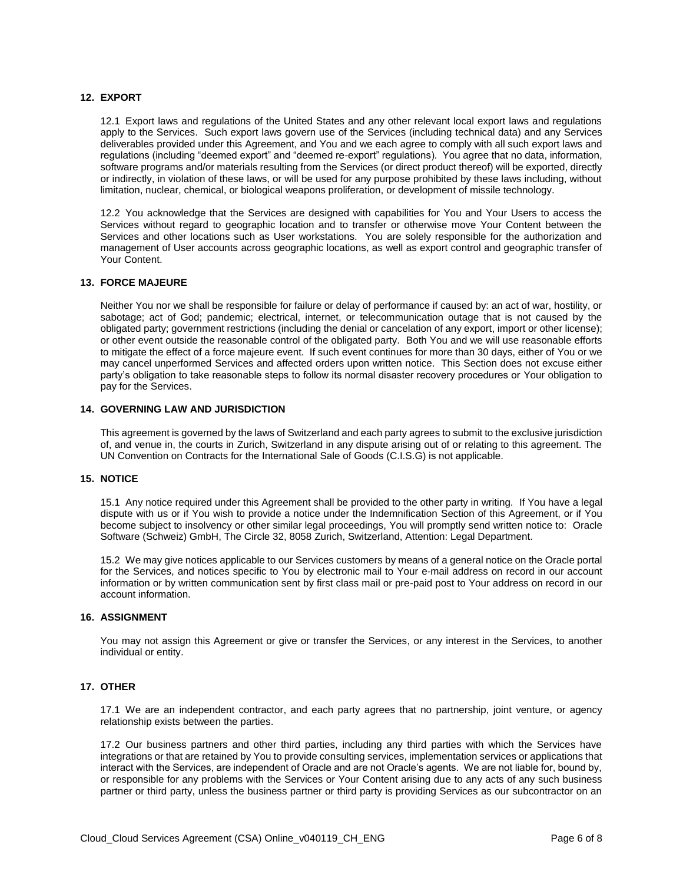## 12. EXPORT

12.1 Export laws and regulations of the United States and any other relevant local export laws and regulations apply to the Services. Such export laws govern use of the Services (including technical data) and any Services deliverables provided under this Agreement, and You and we each agree to comply with all such export laws and regulations (including "deemed export" and "deemed re-export" regulations). You agree that no data, information, software programs and/or materials resulting from the Services (or direct product thereof) will be exported, directly or indirectly, in violation of these laws, or will be used for any purpose prohibited by these laws including, without limitation, nuclear, chemical, or biological weapons proliferation, or development of missile technology.

12.2 You acknowledge that the Services are designed with capabilities for You and Your Users to access the Services without regard to geographic location and to transfer or otherwise move Your Content between the Services and other locations such as User workstations. You are solely responsible for the authorization and management of User accounts across geographic locations, as well as export control and geographic transfer of Your Content.

## 13. FORCE MAJEURE

Neither You nor we shall be responsible for failure or delay of performance if caused by: an act of war, hostility, or sabotage; act of God; pandemic; electrical, internet, or telecommunication outage that is not caused by the obligated party; government restrictions (including the denial or cancelation of any export, import or other license); or other event outside the reasonable control of the obligated party. Both You and we will use reasonable efforts to mitigate the effect of a force majeure event. If such event continues for more than 30 days, either of You or we may cancel unperformed Services and affected orders upon written notice. This Section does not excuse either party's obligation to take reasonable steps to follow its normal disaster recovery procedures or Your obligation to pay for the Services.

## 14. GOVERNING LAW AND JURISDICTION

This agreement is governed by the laws of Switzerland and each party agrees to submit to the exclusive jurisdiction of, and venue in, the courts in Zurich, Switzerland in any dispute arising out of or relating to this agreement. The UN Convention on Contracts for the International Sale of Goods (C.I.S.G) is not applicable.

## 15. NOTICE

15.1 Any notice required under this Agreement shall be provided to the other party in writing. If You have a legal dispute with us or if You wish to provide a notice under the Indemnification Section of this Agreement, or if You become subject to insolvency or other similar legal proceedings, You will promptly send written notice to: Oracle Software (Schweiz) GmbH, The Circle 32, 8058 Zurich, Switzerland, Attention: Legal Department.

15.2 We may give notices applicable to our Services customers by means of a general notice on the Oracle portal for the Services, and notices specific to You by electronic mail to Your e-mail address on record in our account information or by written communication sent by first class mail or pre-paid post to Your address on record in our account information.

## 16. ASSIGNMENT

You may not assign this Agreement or give or transfer the Services, or any interest in the Services, to another individual or entity.

## 17. OTHER

17.1 We are an independent contractor, and each party agrees that no partnership, joint venture, or agency relationship exists between the parties.

17.2 Our business partners and other third parties, including any third parties with which the Services have integrations or that are retained by You to provide consulting services, implementation services or applications that interact with the Services, are independent of Oracle and are not Oracle's agents. We are not liable for, bound by, or responsible for any problems with the Services or Your Content arising due to any acts of any such business partner or third party, unless the business partner or third party is providing Services as our subcontractor on an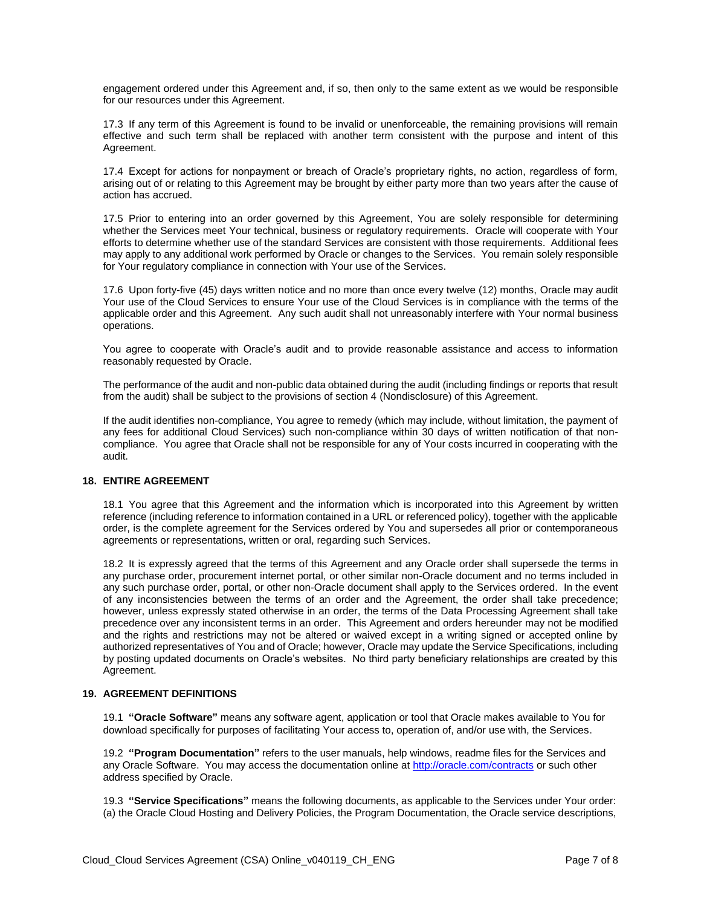engagement ordered under this Agreement and, if so, then only to the same extent as we would be responsible for our resources under this Agreement.

17.3 If any term of this Agreement is found to be invalid or unenforceable, the remaining provisions will remain effective and such term shall be replaced with another term consistent with the purpose and intent of this Agreement.

17.4 Except for actions for nonpayment or breach of Oracle's proprietary rights, no action, regardless of form, arising out of or relating to this Agreement may be brought by either party more than two years after the cause of action has accrued.

17.5 Prior to entering into an order governed by this Agreement, You are solely responsible for determining whether the Services meet Your technical, business or regulatory requirements. Oracle will cooperate with Your efforts to determine whether use of the standard Services are consistent with those requirements. Additional fees may apply to any additional work performed by Oracle or changes to the Services. You remain solely responsible for Your regulatory compliance in connection with Your use of the Services.

17.6 Upon forty-five (45) days written notice and no more than once every twelve (12) months, Oracle may audit Your use of the Cloud Services to ensure Your use of the Cloud Services is in compliance with the terms of the applicable order and this Agreement. Any such audit shall not unreasonably interfere with Your normal business operations.

You agree to cooperate with Oracle's audit and to provide reasonable assistance and access to information reasonably requested by Oracle.

The performance of the audit and non-public data obtained during the audit (including findings or reports that result from the audit) shall be subject to the provisions of section 4 (Nondisclosure) of this Agreement.

If the audit identifies non-compliance, You agree to remedy (which may include, without limitation, the payment of any fees for additional Cloud Services) such non-compliance within 30 days of written notification of that non-compliance. You agree that Oracle shall not be responsible for any of Your costs incurred in cooperating with the audit.

## 18. ENTIRE AGREEMENT

18.1 You agree that this Agreement and the information which is incorporated into this Agreement by written reference (including reference to information contained in a URL or referenced policy), together with the applicable order, is the complete agreement for the Services ordered by You and supersedes all prior or contemporaneous agreements or representations, written or oral, regarding such Services.

18.2 It is expressly agreed that the terms of this Agreement and any Oracle order shall supersede the terms in any purchase order, procurement internet portal, or other similar non-Oracle document and no terms included in any such purchase order, portal, or other non-Oracle document shall apply to the Services ordered. In the event of any inconsistencies between the terms of an order and the Agreement, the order shall take precedence; however, unless expressly stated otherwise in an order, the terms of the Data Processing Agreement shall take precedence over any inconsistent terms in an order. This Agreement and orders hereunder may not be modified and the rights and restrictions may not be altered or waived except in a writing signed or accepted online by authorized representatives of You and of Oracle; however, Oracle may update the Service Specifications, including by posting updated documents on Oracle's websites. No third party beneficiary relationships are created by this Agreement.

## 19. AGREEMENT DEFINITIONS

19.1 **"Oracle Software"** means any software agent, application or tool that Oracle makes available to You for download specifically for purposes of facilitating Your access to, operation of, and/or use with, the Services.

19.2 **"Program Documentation"** refers to the user manuals, help windows, readme files for the Services and any Oracle Software. You may access the documentation online at http://oracle.com/contracts or such other address specified by Oracle.

19.3 **"Service Specifications"** means the following documents, as applicable to the Services under Your order: (a) the Oracle Cloud Hosting and Delivery Policies, the Program Documentation, the Oracle service descriptions,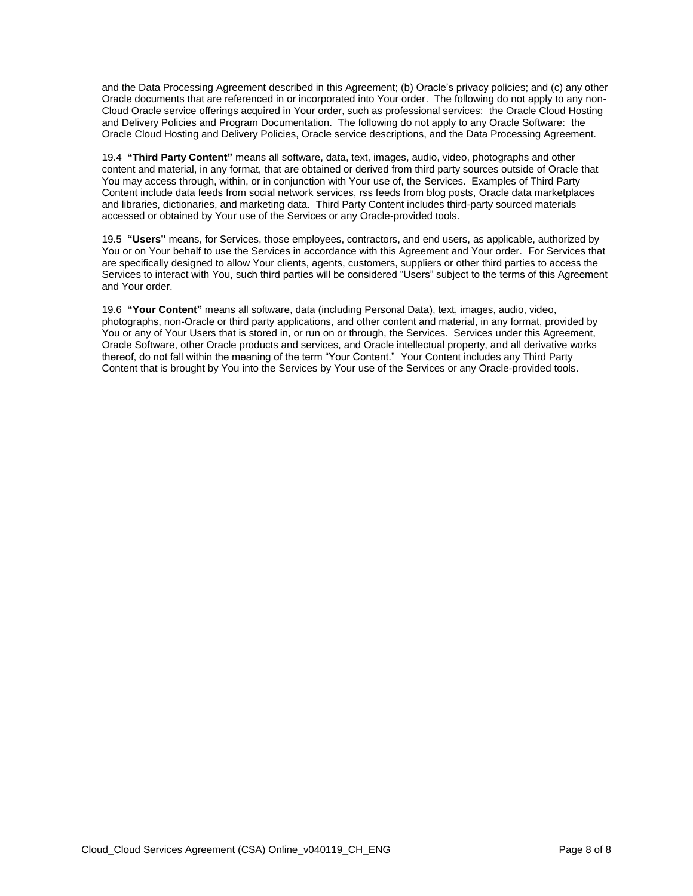and the Data Processing Agreement described in this Agreement; (b) Oracle's privacy policies; and (c) any other Oracle documents that are referenced in or incorporated into Your order. The following do not apply to any non-Cloud Oracle service offerings acquired in Your order, such as professional services: the Oracle Cloud Hosting and Delivery Policies and Program Documentation. The following do not apply to any Oracle Software: the Oracle Cloud Hosting and Delivery Policies, Oracle service descriptions, and the Data Processing Agreement.

19.4 **"Third Party Content"** means all software, data, text, images, audio, video, photographs and other content and material, in any format, that are obtained or derived from third party sources outside of Oracle that You may access through, within, or in conjunction with Your use of, the Services. Examples of Third Party Content include data feeds from social network services, rss feeds from blog posts, Oracle data marketplaces and libraries, dictionaries, and marketing data. Third Party Content includes third-party sourced materials accessed or obtained by Your use of the Services or any Oracle-provided tools.

19.5 **"Users"** means, for Services, those employees, contractors, and end users, as applicable, authorized by You or on Your behalf to use the Services in accordance with this Agreement and Your order. For Services that are specifically designed to allow Your clients, agents, customers, suppliers or other third parties to access the Services to interact with You, such third parties will be considered "Users" subject to the terms of this Agreement and Your order.

19.6 **"Your Content"** means all software, data (including Personal Data), text, images, audio, video, photographs, non-Oracle or third party applications, and other content and material, in any format, provided by You or any of Your Users that is stored in, or run on or through, the Services. Services under this Agreement, Oracle Software, other Oracle products and services, and Oracle intellectual property, and all derivative works thereof, do not fall within the meaning of the term "Your Content." Your Content includes any Third Party Content that is brought by You into the Services by Your use of the Services or any Oracle-provided tools.